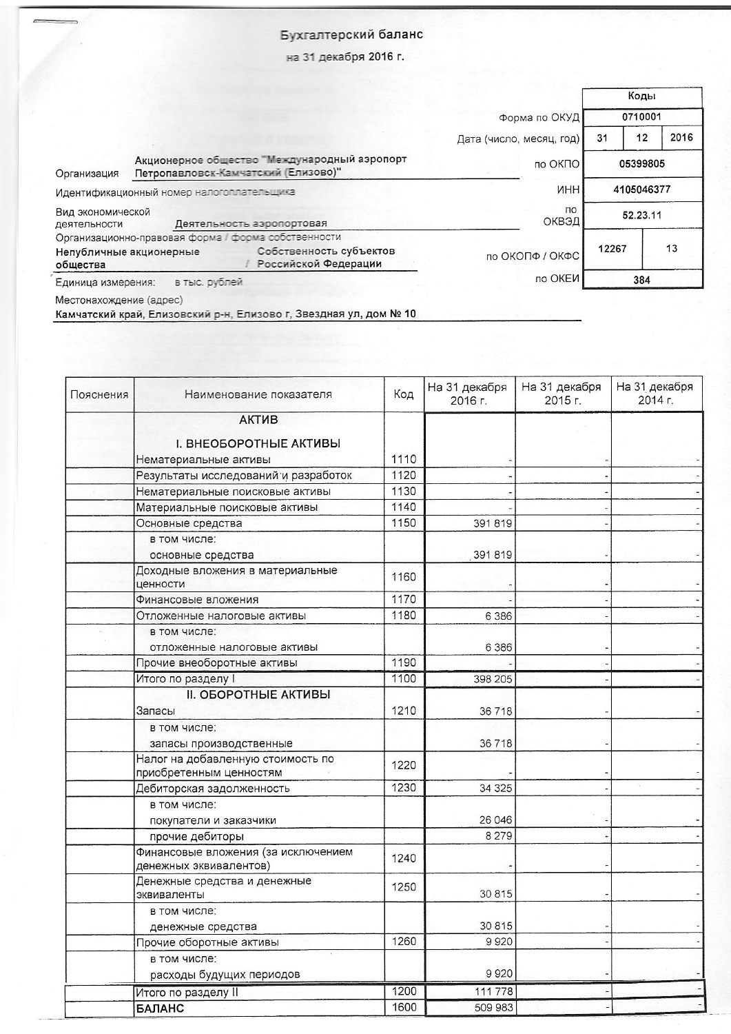# Бухгалтерский баланс

на 31 декабря 2016 г.

| | | Коды | | |
|---|---|---|---|---|
| | Форма по ОКУД | 0710001 | | |
| | Дата (число, месяц, год) | 31 | 12 | 2016 |
| Организация: Акционерное общество "Международный аэропорт Петропавловск-Камчатский (Елизово)" | по ОКПО | 05399805 | | |
| Идентификационный номер налогоплательщика | ИНН | 4105046377 | | |
| Вид экономической деятельности: Деятельность аэропортовая | по ОКВЭД | 52.23.11 | | |
| Организационно-правовая форма / форма собственности: Непубличные акционерные общества / Собственность субъектов Российской Федерации | по ОКОПФ / ОКФС | 12267 | 13 | |
| Единица измерения: в тыс. рублей | по ОКЕИ | 384 | | |

Местонахождение (адрес)

**Камчатский край, Елизовский р-н, Елизово г, Звездная ул, дом № 10**

| Пояснения | Наименование показателя | Код | На 31 декабря 2016 г. | На 31 декабря 2015 г. | На 31 декабря 2014 г. |
|---|---|---|---|---|---|
| | **АКТИВ** | | | | |
| | **I. ВНЕОБОРОТНЫЕ АКТИВЫ** | | | | |
| | Нематериальные активы | 1110 | - | - | - |
| | Результаты исследований и разработок | 1120 | - | - | - |
| | Нематериальные поисковые активы | 1130 | - | - | - |
| | Материальные поисковые активы | 1140 | - | - | - |
| | Основные средства | 1150 | 391 819 | - | - |
| | в том числе: основные средства | | 391 819 | - | - |
| | Доходные вложения в материальные ценности | 1160 | - | - | - |
| | Финансовые вложения | 1170 | - | - | - |
| | Отложенные налоговые активы | 1180 | 6 386 | - | - |
| | в том числе: отложенные налоговые активы | | 6 386 | - | - |
| | Прочие внеоборотные активы | 1190 | - | - | - |
| | Итого по разделу I | 1100 | 398 205 | - | - |
| | **II. ОБОРОТНЫЕ АКТИВЫ** | | | | |
| | Запасы | 1210 | 36 718 | - | - |
| | в том числе: запасы производственные | | 36 718 | - | - |
| | Налог на добавленную стоимость по приобретенным ценностям | 1220 | - | - | - |
| | Дебиторская задолженность | 1230 | 34 325 | - | - |
| | в том числе: покупатели и заказчики | | 26 046 | - | - |
| | прочие дебиторы | | 8 279 | - | - |
| | Финансовые вложения (за исключением денежных эквивалентов) | 1240 | - | - | - |
| | Денежные средства и денежные эквиваленты | 1250 | 30 815 | - | - |
| | в том числе: денежные средства | | 30 815 | - | - |
| | Прочие оборотные активы | 1260 | 9 920 | - | - |
| | в том числе: расходы будущих периодов | | 9 920 | - | - |
| | Итого по разделу II | 1200 | 111 778 | - | - |
| | **БАЛАНС** | 1600 | 509 983 | - | - |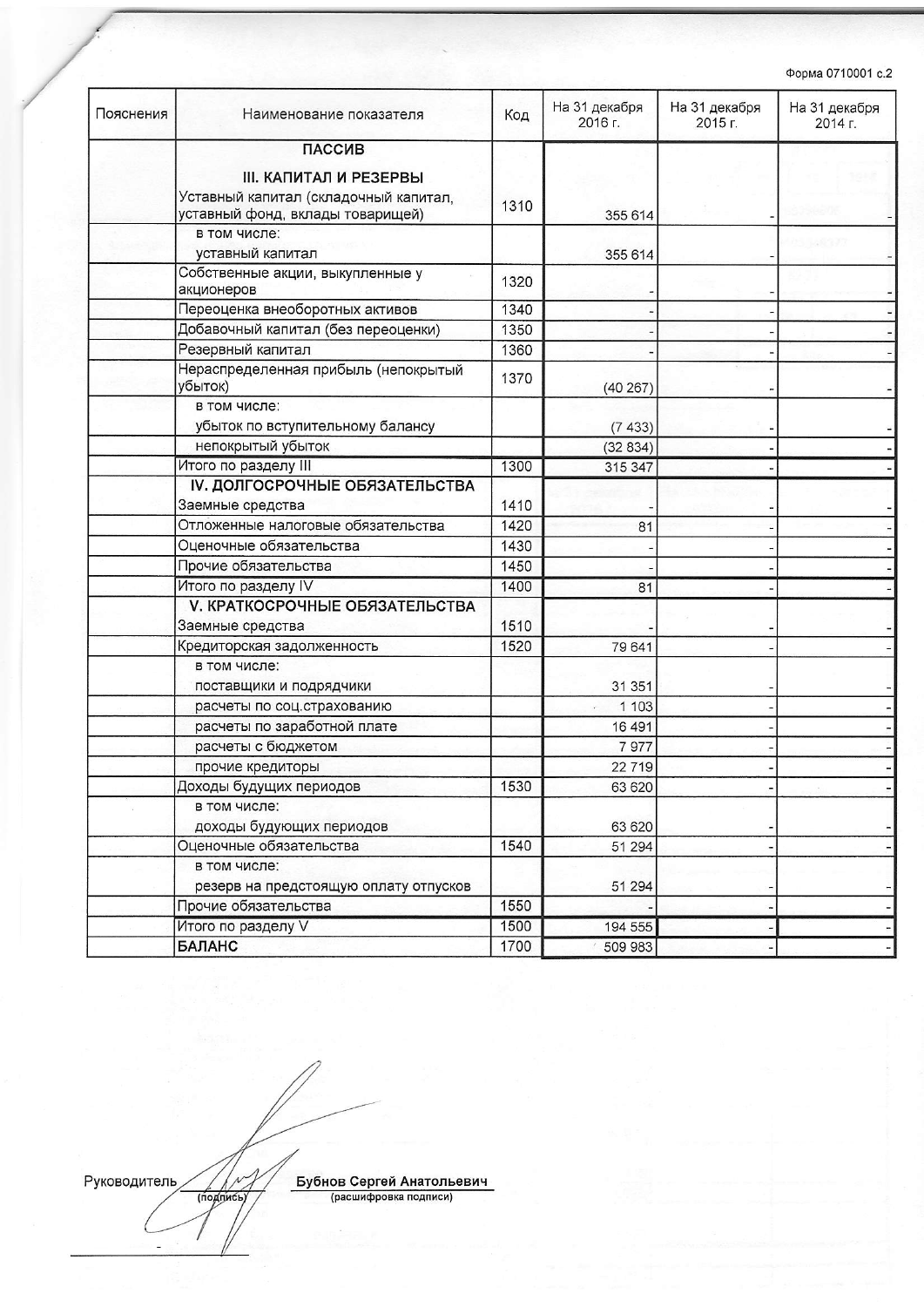Форма 0710001 с.2

| Пояснения | Наименование показателя | Код | На 31 декабря 2016 г. | На 31 декабря 2015 г. | На 31 декабря 2014 г. |
|---|---|---|---|---|---|
| | **ПАССИВ** | | | | |
| | **III. КАПИТАЛ И РЕЗЕРВЫ** | | | | |
| | Уставный капитал (складочный капитал, уставный фонд, вклады товарищей) | 1310 | 355 614 | - | - |
| | в том числе: | | | | |
| | уставный капитал | | 355 614 | - | - |
| | Собственные акции, выкупленные у акционеров | 1320 | - | - | - |
| | Переоценка внеоборотных активов | 1340 | - | - | - |
| | Добавочный капитал (без переоценки) | 1350 | - | - | - |
| | Резервный капитал | 1360 | - | - | - |
| | Нераспределенная прибыль (непокрытый убыток) | 1370 | (40 267) | - | - |
| | в том числе: | | | | |
| | убыток по вступительному балансу | | (7 433) | - | - |
| | непокрытый убыток | | (32 834) | - | - |
| | Итого по разделу III | 1300 | 315 347 | - | - |
| | **IV. ДОЛГОСРОЧНЫЕ ОБЯЗАТЕЛЬСТВА** | | | | |
| | Заемные средства | 1410 | - | - | - |
| | Отложенные налоговые обязательства | 1420 | 81 | - | - |
| | Оценочные обязательства | 1430 | - | - | - |
| | Прочие обязательства | 1450 | - | - | - |
| | Итого по разделу IV | 1400 | 81 | - | - |
| | **V. КРАТКОСРОЧНЫЕ ОБЯЗАТЕЛЬСТВА** | | | | |
| | Заемные средства | 1510 | - | - | - |
| | Кредиторская задолженность | 1520 | 79 641 | - | - |
| | в том числе: | | | | |
| | поставщики и подрядчики | | 31 351 | - | - |
| | расчеты по соц.страхованию | | 1 103 | - | - |
| | расчеты по заработной плате | | 16 491 | - | - |
| | расчеты с бюджетом | | 7 977 | - | - |
| | прочие кредиторы | | 22 719 | - | - |
| | Доходы будущих периодов | 1530 | 63 620 | - | - |
| | в том числе: | | | | |
| | доходы будующих периодов | | 63 620 | - | - |
| | Оценочные обязательства | 1540 | 51 294 | - | - |
| | в том числе: | | | | |
| | резерв на предстоящую оплату отпусков | | 51 294 | - | - |
| | Прочие обязательства | 1550 | - | - | - |
| | Итого по разделу V | 1500 | 194 555 | - | - |
| | **БАЛАНС** | 1700 | 509 983 | - | - |

Руководитель _______ (подпись) **Бубнов Сергей Анатольевич** (расшифровка подписи)